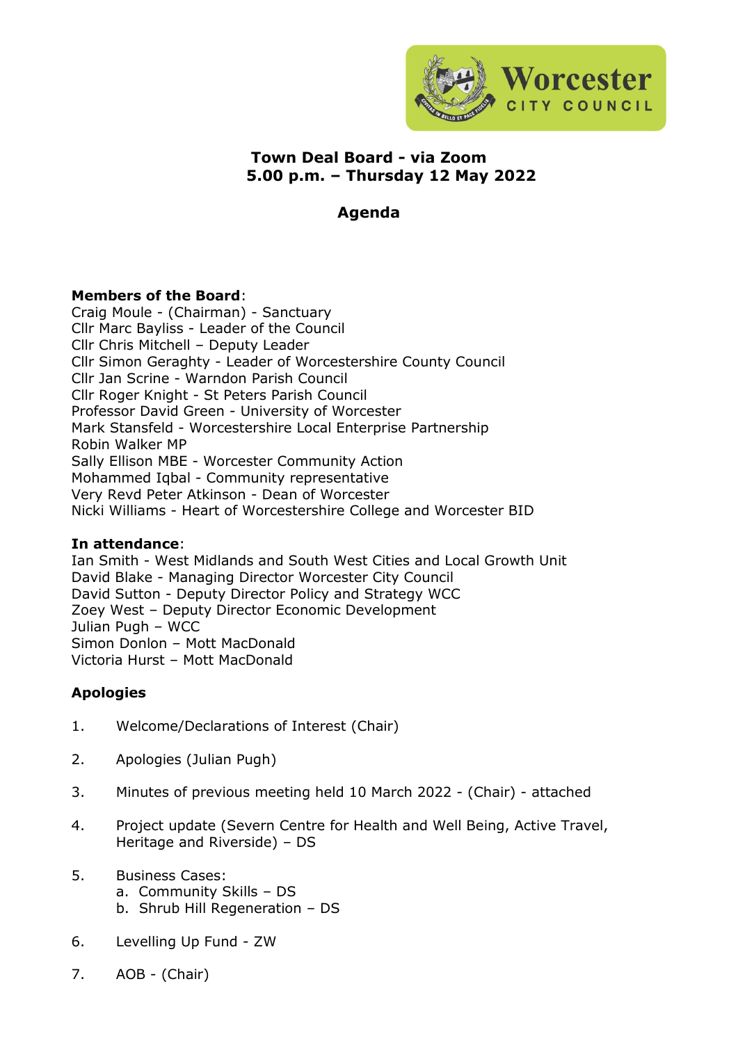# Town Deal Board - via Zoom
## 5.00 p.m. – Thursday 12 May 2022

## Agenda

**Members of the Board**:
Craig Moule - (Chairman) - Sanctuary
Cllr Marc Bayliss - Leader of the Council
Cllr Chris Mitchell – Deputy Leader
Cllr Simon Geraghty - Leader of Worcestershire County Council
Cllr Jan Scrine - Warndon Parish Council
Cllr Roger Knight - St Peters Parish Council
Professor David Green - University of Worcester
Mark Stansfeld - Worcestershire Local Enterprise Partnership
Robin Walker MP
Sally Ellison MBE - Worcester Community Action
Mohammed Iqbal - Community representative
Very Revd Peter Atkinson - Dean of Worcester
Nicki Williams - Heart of Worcestershire College and Worcester BID

**In attendance**:
Ian Smith - West Midlands and South West Cities and Local Growth Unit
David Blake - Managing Director Worcester City Council
David Sutton - Deputy Director Policy and Strategy WCC
Zoey West – Deputy Director Economic Development
Julian Pugh – WCC
Simon Donlon – Mott MacDonald
Victoria Hurst – Mott MacDonald

**Apologies**

1. Welcome/Declarations of Interest (Chair)
2. Apologies (Julian Pugh)
3. Minutes of previous meeting held 10 March 2022 - (Chair) - attached
4. Project update (Severn Centre for Health and Well Being, Active Travel, Heritage and Riverside) – DS
5. Business Cases:
   a. Community Skills – DS
   b. Shrub Hill Regeneration – DS
6. Levelling Up Fund - ZW
7. AOB - (Chair)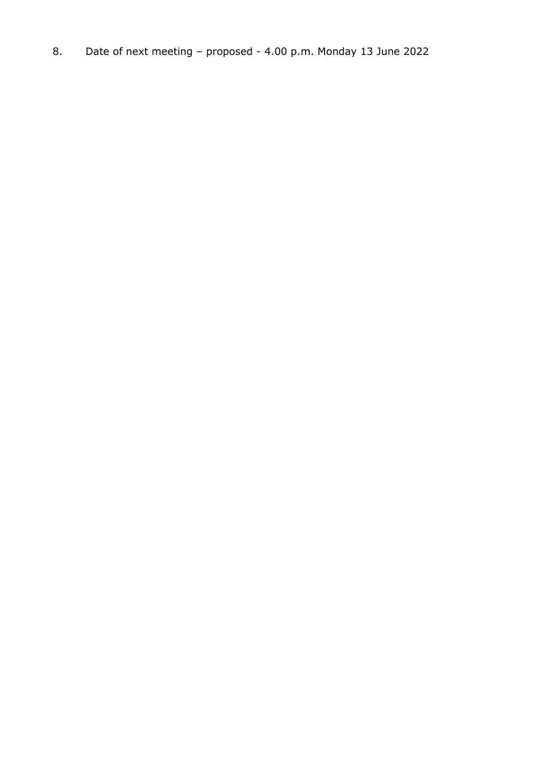8. Date of next meeting – proposed - 4.00 p.m. Monday 13 June 2022